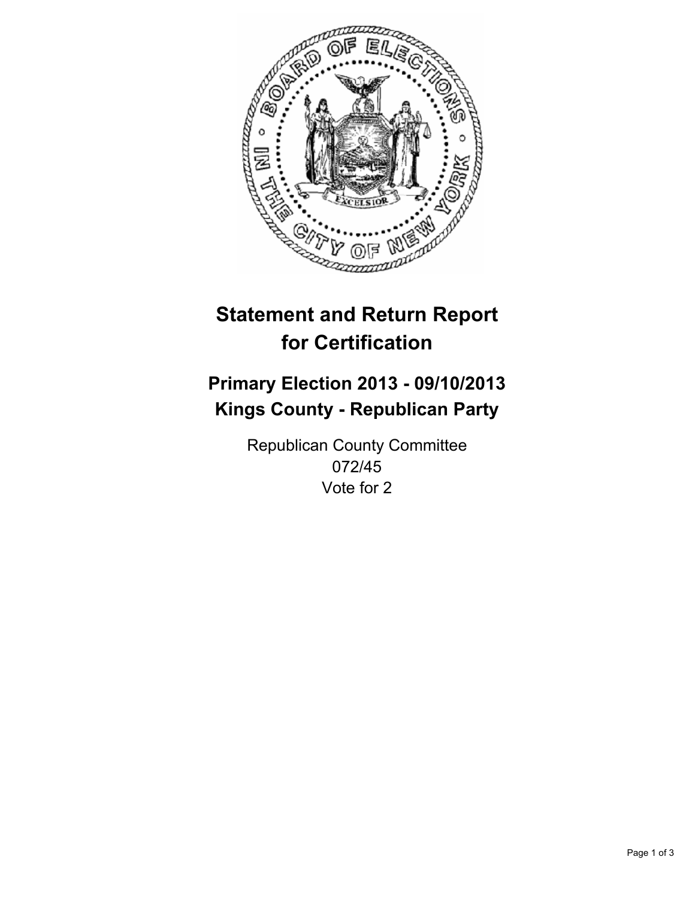# Statement and Return Report for Certification

## Primary Election 2013 - 09/10/2013
## Kings County - Republican Party

Republican County Committee
072/45
Vote for 2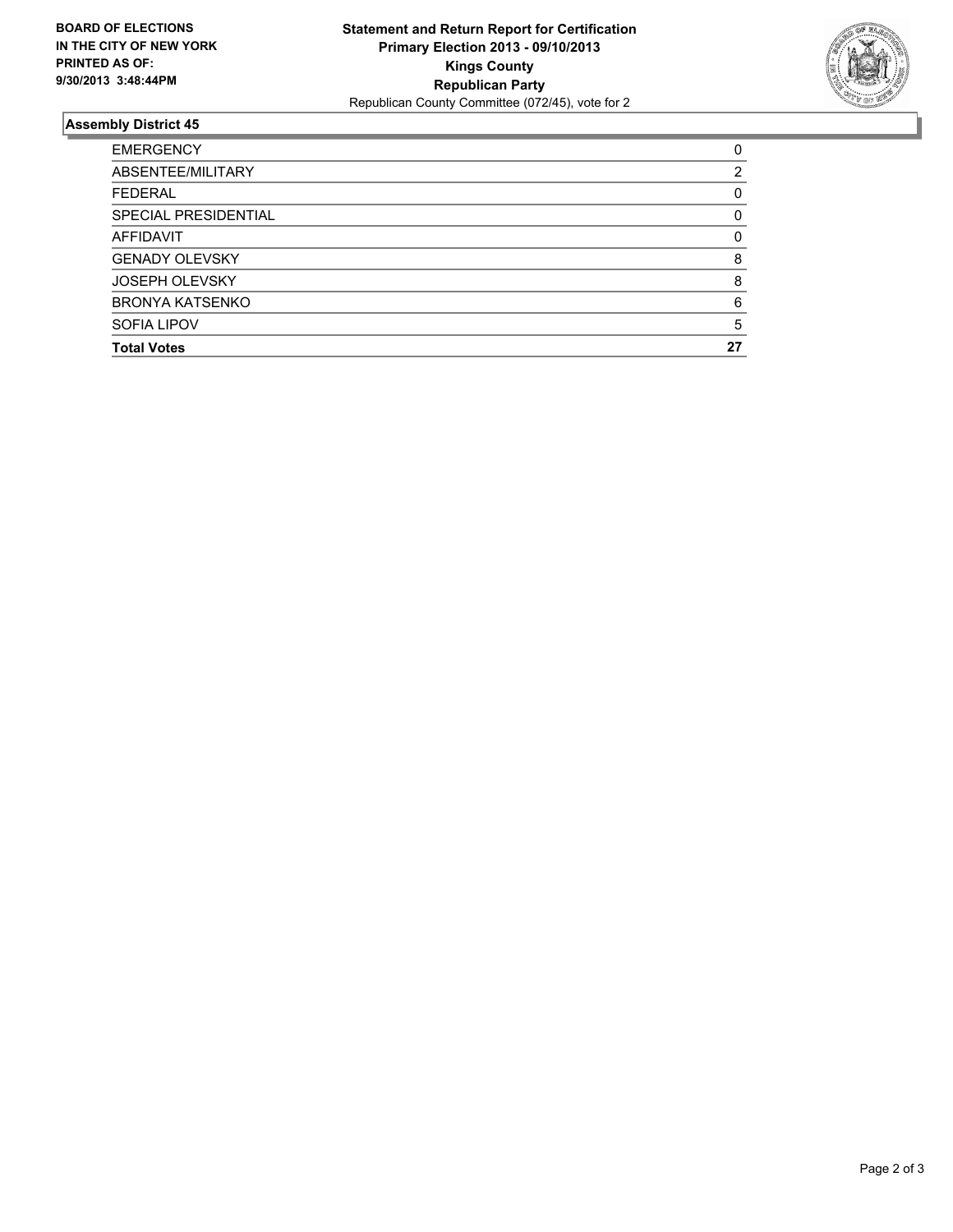**BOARD OF ELECTIONS IN THE CITY OF NEW YORK PRINTED AS OF: 9/30/2013 3:48:44PM**

**Statement and Return Report for Certification**
**Primary Election 2013 - 09/10/2013**
**Kings County**
**Republican Party**
Republican County Committee (072/45), vote for 2

## Assembly District 45

| | |
|---|---|
| EMERGENCY | 0 |
| ABSENTEE/MILITARY | 2 |
| FEDERAL | 0 |
| SPECIAL PRESIDENTIAL | 0 |
| AFFIDAVIT | 0 |
| GENADY OLEVSKY | 8 |
| JOSEPH OLEVSKY | 8 |
| BRONYA KATSENKO | 6 |
| SOFIA LIPOV | 5 |
| **Total Votes** | **27** |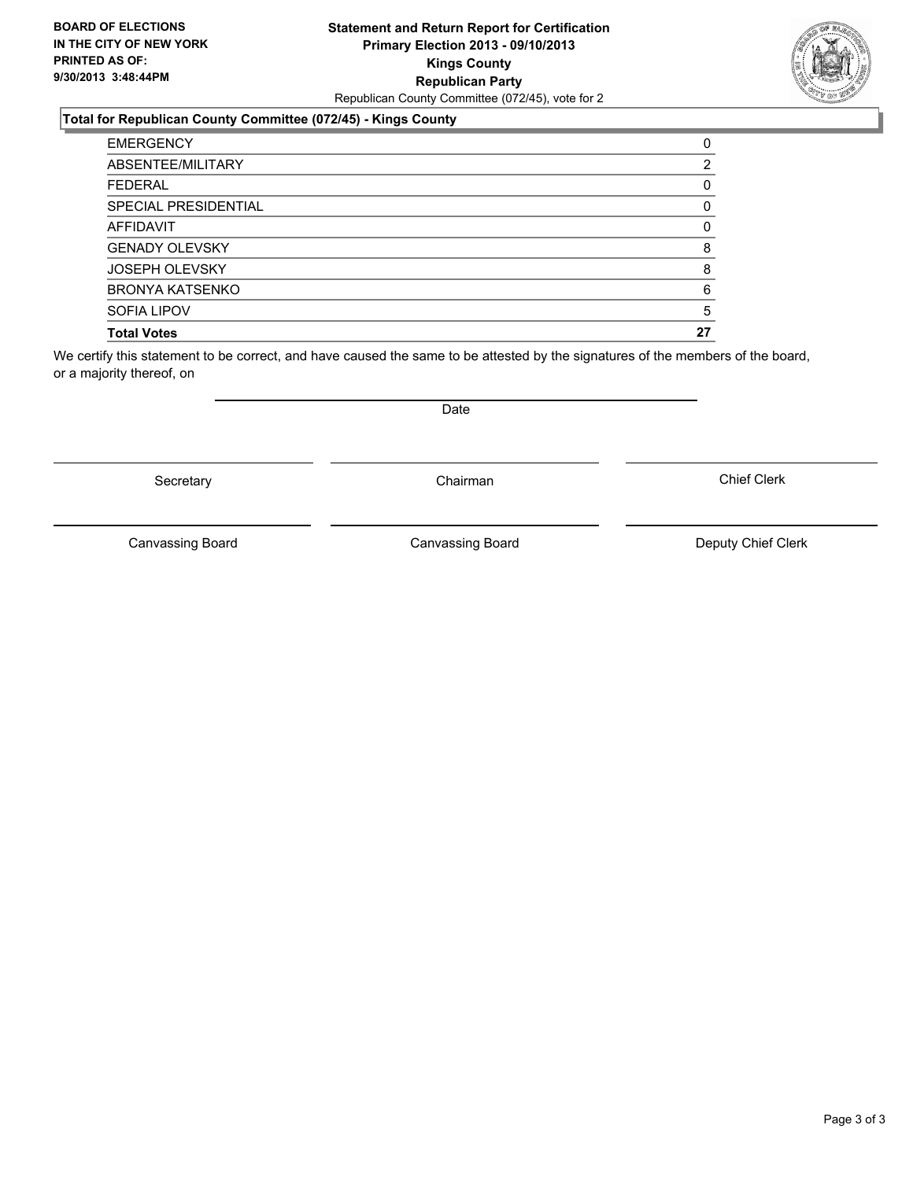**BOARD OF ELECTIONS IN THE CITY OF NEW YORK PRINTED AS OF: 9/30/2013 3:48:44PM**

**Statement and Return Report for Certification**
**Primary Election 2013 - 09/10/2013**
**Kings County**
**Republican Party**
Republican County Committee (072/45), vote for 2

**Total for Republican County Committee (072/45) - Kings County**

| | |
|---|---|
| EMERGENCY | 0 |
| ABSENTEE/MILITARY | 2 |
| FEDERAL | 0 |
| SPECIAL PRESIDENTIAL | 0 |
| AFFIDAVIT | 0 |
| GENADY OLEVSKY | 8 |
| JOSEPH OLEVSKY | 8 |
| BRONYA KATSENKO | 6 |
| SOFIA LIPOV | 5 |
| **Total Votes** | **27** |

We certify this statement to be correct, and have caused the same to be attested by the signatures of the members of the board, or a majority thereof, on

Date

Secretary | Chairman | Chief Clerk

Canvassing Board | Canvassing Board | Deputy Chief Clerk